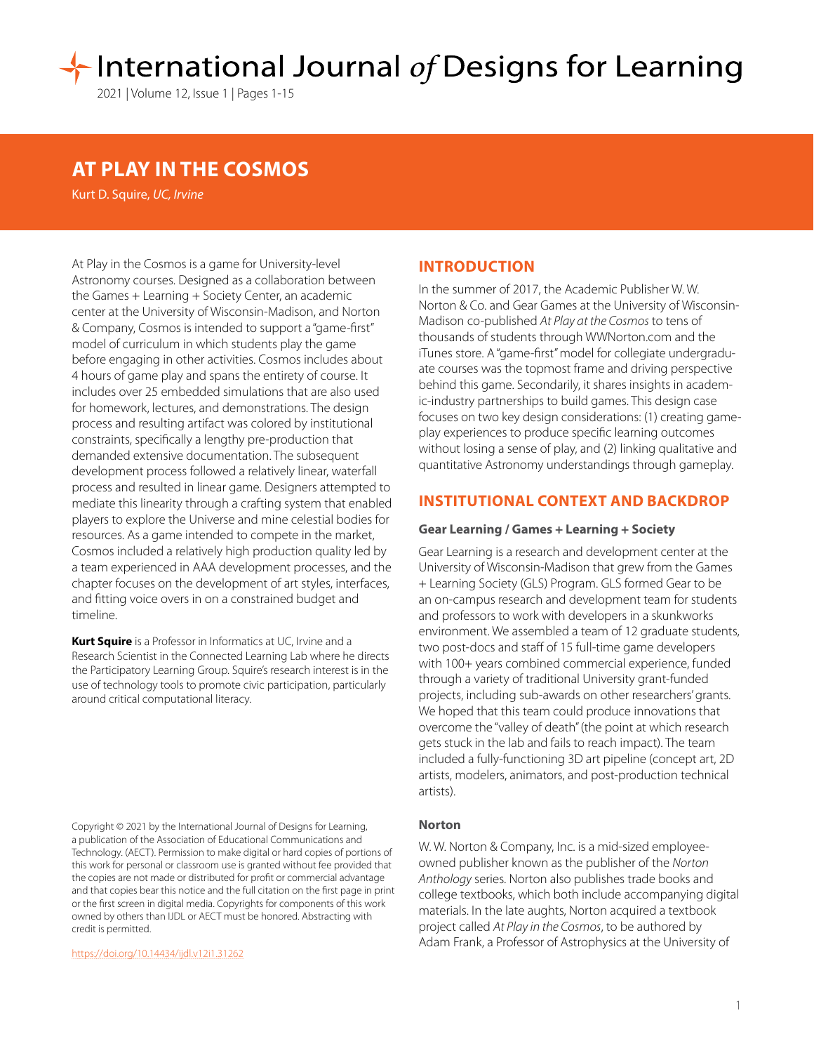# AT PLAY IN THE COSMOS

Kurt D. Squire, *UC, Irvine*

At Play in the Cosmos is a game for University-level Astronomy courses. Designed as a collaboration between the Games + Learning + Society Center, an academic center at the University of Wisconsin-Madison, and Norton & Company, Cosmos is intended to support a "game-first" model of curriculum in which students play the game before engaging in other activities. Cosmos includes about 4 hours of game play and spans the entirety of course. It includes over 25 embedded simulations that are also used for homework, lectures, and demonstrations. The design process and resulting artifact was colored by institutional constraints, specifically a lengthy pre-production that demanded extensive documentation. The subsequent development process followed a relatively linear, waterfall process and resulted in linear game. Designers attempted to mediate this linearity through a crafting system that enabled players to explore the Universe and mine celestial bodies for resources. As a game intended to compete in the market, Cosmos included a relatively high production quality led by a team experienced in AAA development processes, and the chapter focuses on the development of art styles, interfaces, and fitting voice overs in on a constrained budget and timeline.

**Kurt Squire** is a Professor in Informatics at UC, Irvine and a Research Scientist in the Connected Learning Lab where he directs the Participatory Learning Group. Squire's research interest is in the use of technology tools to promote civic participation, particularly around critical computational literacy.

Copyright © 2021 by the International Journal of Designs for Learning, a publication of the Association of Educational Communications and Technology. (AECT). Permission to make digital or hard copies of portions of this work for personal or classroom use is granted without fee provided that the copies are not made or distributed for profit or commercial advantage and that copies bear this notice and the full citation on the first page in print or the first screen in digital media. Copyrights for components of this work owned by others than IJDL or AECT must be honored. Abstracting with credit is permitted.

https://doi.org/10.14434/ijdl.v12i1.31262

## INTRODUCTION

In the summer of 2017, the Academic Publisher W. W. Norton & Co. and Gear Games at the University of Wisconsin-Madison co-published *At Play at the Cosmos* to tens of thousands of students through WWNorton.com and the iTunes store. A "game-first" model for collegiate undergraduate courses was the topmost frame and driving perspective behind this game. Secondarily, it shares insights in academic-industry partnerships to build games. This design case focuses on two key design considerations: (1) creating gameplay experiences to produce specific learning outcomes without losing a sense of play, and (2) linking qualitative and quantitative Astronomy understandings through gameplay.

## INSTITUTIONAL CONTEXT AND BACKDROP

### Gear Learning / Games + Learning + Society

Gear Learning is a research and development center at the University of Wisconsin-Madison that grew from the Games + Learning Society (GLS) Program. GLS formed Gear to be an on-campus research and development team for students and professors to work with developers in a skunkworks environment. We assembled a team of 12 graduate students, two post-docs and staff of 15 full-time game developers with 100+ years combined commercial experience, funded through a variety of traditional University grant-funded projects, including sub-awards on other researchers' grants. We hoped that this team could produce innovations that overcome the "valley of death" (the point at which research gets stuck in the lab and fails to reach impact). The team included a fully-functioning 3D art pipeline (concept art, 2D artists, modelers, animators, and post-production technical artists).

### Norton

W. W. Norton & Company, Inc. is a mid-sized employee-owned publisher known as the publisher of the *Norton Anthology* series. Norton also publishes trade books and college textbooks, which both include accompanying digital materials. In the late aughts, Norton acquired a textbook project called *At Play in the Cosmos*, to be authored by Adam Frank, a Professor of Astrophysics at the University of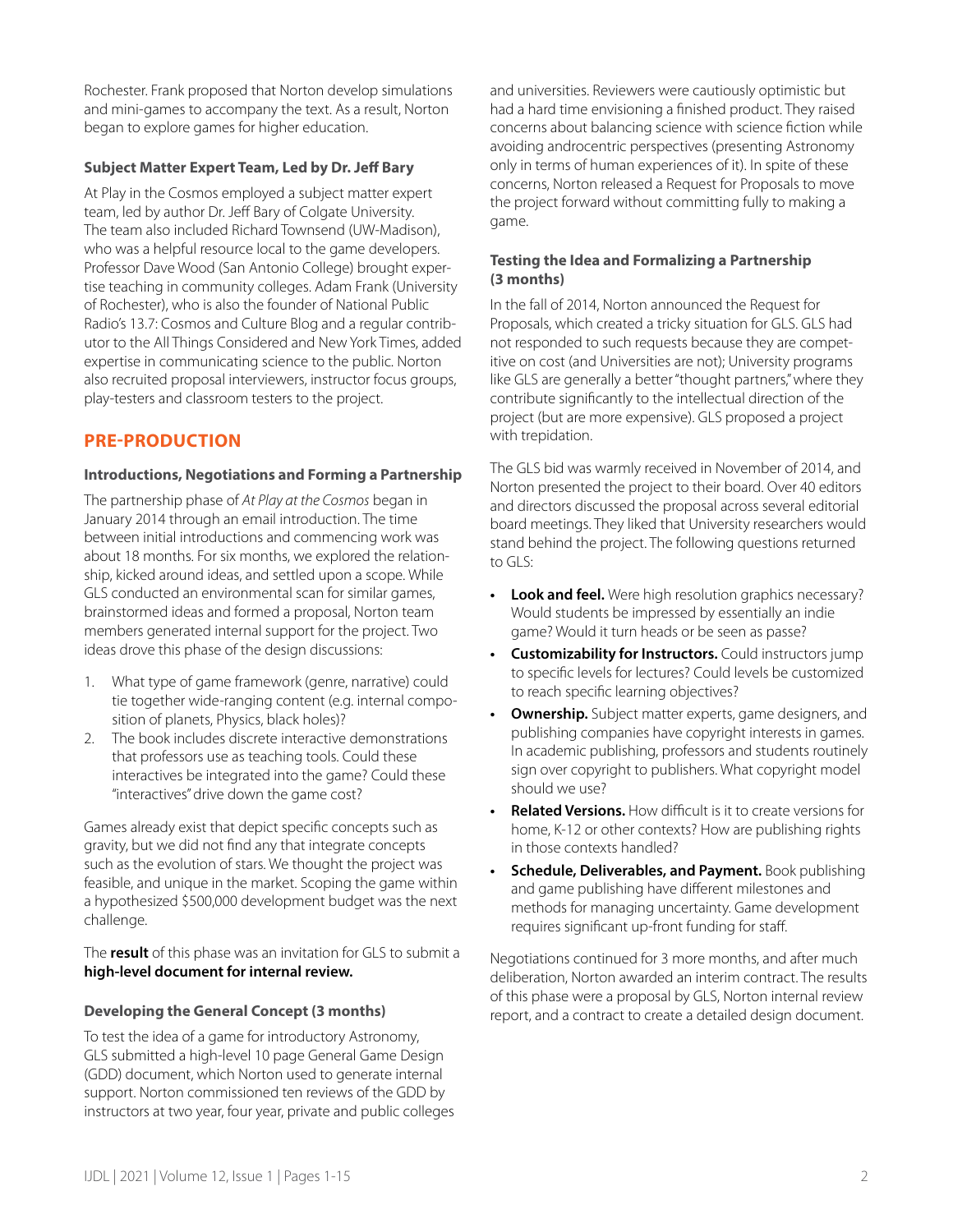Rochester. Frank proposed that Norton develop simulations and mini-games to accompany the text. As a result, Norton began to explore games for higher education.

**Subject Matter Expert Team, Led by Dr. Jeff Bary**

At Play in the Cosmos employed a subject matter expert team, led by author Dr. Jeff Bary of Colgate University. The team also included Richard Townsend (UW-Madison), who was a helpful resource local to the game developers. Professor Dave Wood (San Antonio College) brought expertise teaching in community colleges. Adam Frank (University of Rochester), who is also the founder of National Public Radio's 13.7: Cosmos and Culture Blog and a regular contributor to the All Things Considered and New York Times, added expertise in communicating science to the public. Norton also recruited proposal interviewers, instructor focus groups, play-testers and classroom testers to the project.

## PRE-PRODUCTION

**Introductions, Negotiations and Forming a Partnership**

The partnership phase of *At Play at the Cosmos* began in January 2014 through an email introduction. The time between initial introductions and commencing work was about 18 months. For six months, we explored the relationship, kicked around ideas, and settled upon a scope. While GLS conducted an environmental scan for similar games, brainstormed ideas and formed a proposal, Norton team members generated internal support for the project. Two ideas drove this phase of the design discussions:

1. What type of game framework (genre, narrative) could tie together wide-ranging content (e.g. internal composition of planets, Physics, black holes)?
2. The book includes discrete interactive demonstrations that professors use as teaching tools. Could these interactives be integrated into the game? Could these "interactives" drive down the game cost?

Games already exist that depict specific concepts such as gravity, but we did not find any that integrate concepts such as the evolution of stars. We thought the project was feasible, and unique in the market. Scoping the game within a hypothesized $500,000 development budget was the next challenge.

The **result** of this phase was an invitation for GLS to submit a **high-level document for internal review.**

**Developing the General Concept (3 months)**

To test the idea of a game for introductory Astronomy, GLS submitted a high-level 10 page General Game Design (GDD) document, which Norton used to generate internal support. Norton commissioned ten reviews of the GDD by instructors at two year, four year, private and public colleges and universities. Reviewers were cautiously optimistic but had a hard time envisioning a finished product. They raised concerns about balancing science with science fiction while avoiding androcentric perspectives (presenting Astronomy only in terms of human experiences of it). In spite of these concerns, Norton released a Request for Proposals to move the project forward without committing fully to making a game.

**Testing the Idea and Formalizing a Partnership (3 months)**

In the fall of 2014, Norton announced the Request for Proposals, which created a tricky situation for GLS. GLS had not responded to such requests because they are competitive on cost (and Universities are not); University programs like GLS are generally a better "thought partners," where they contribute significantly to the intellectual direction of the project (but are more expensive). GLS proposed a project with trepidation.

The GLS bid was warmly received in November of 2014, and Norton presented the project to their board. Over 40 editors and directors discussed the proposal across several editorial board meetings. They liked that University researchers would stand behind the project. The following questions returned to GLS:

- **Look and feel.** Were high resolution graphics necessary? Would students be impressed by essentially an indie game? Would it turn heads or be seen as passe?
- **Customizability for Instructors.** Could instructors jump to specific levels for lectures? Could levels be customized to reach specific learning objectives?
- **Ownership.** Subject matter experts, game designers, and publishing companies have copyright interests in games. In academic publishing, professors and students routinely sign over copyright to publishers. What copyright model should we use?
- **Related Versions.** How difficult is it to create versions for home, K-12 or other contexts? How are publishing rights in those contexts handled?
- **Schedule, Deliverables, and Payment.** Book publishing and game publishing have different milestones and methods for managing uncertainty. Game development requires significant up-front funding for staff.

Negotiations continued for 3 more months, and after much deliberation, Norton awarded an interim contract. The results of this phase were a proposal by GLS, Norton internal review report, and a contract to create a detailed design document.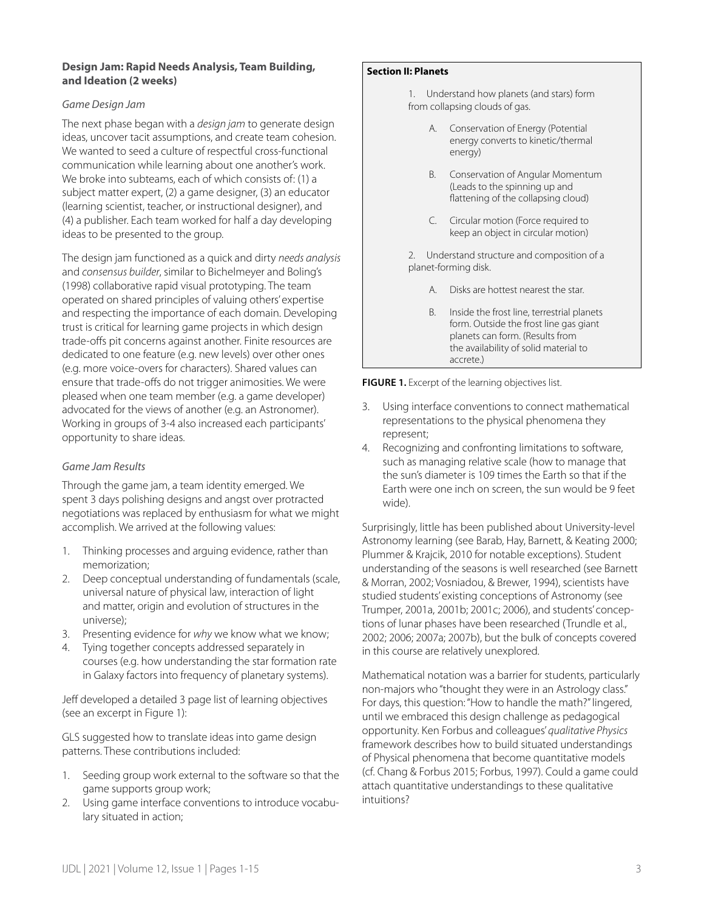### Design Jam: Rapid Needs Analysis, Team Building, and Ideation (2 weeks)

*Game Design Jam*

The next phase began with a *design jam* to generate design ideas, uncover tacit assumptions, and create team cohesion. We wanted to seed a culture of respectful cross-functional communication while learning about one another's work. We broke into subteams, each of which consists of: (1) a subject matter expert, (2) a game designer, (3) an educator (learning scientist, teacher, or instructional designer), and (4) a publisher. Each team worked for half a day developing ideas to be presented to the group.

The design jam functioned as a quick and dirty *needs analysis* and *consensus builder*, similar to Bichelmeyer and Boling's (1998) collaborative rapid visual prototyping. The team operated on shared principles of valuing others' expertise and respecting the importance of each domain. Developing trust is critical for learning game projects in which design trade-offs pit concerns against another. Finite resources are dedicated to one feature (e.g. new levels) over other ones (e.g. more voice-overs for characters). Shared values can ensure that trade-offs do not trigger animosities. We were pleased when one team member (e.g. a game developer) advocated for the views of another (e.g. an Astronomer). Working in groups of 3-4 also increased each participants' opportunity to share ideas.

*Game Jam Results*

Through the game jam, a team identity emerged. We spent 3 days polishing designs and angst over protracted negotiations was replaced by enthusiasm for what we might accomplish. We arrived at the following values:

1. Thinking processes and arguing evidence, rather than memorization;
2. Deep conceptual understanding of fundamentals (scale, universal nature of physical law, interaction of light and matter, origin and evolution of structures in the universe);
3. Presenting evidence for *why* we know what we know;
4. Tying together concepts addressed separately in courses (e.g. how understanding the star formation rate in Galaxy factors into frequency of planetary systems).

Jeff developed a detailed 3 page list of learning objectives (see an excerpt in Figure 1):

GLS suggested how to translate ideas into game design patterns. These contributions included:

1. Seeding group work external to the software so that the game supports group work;
2. Using game interface conventions to introduce vocabulary situated in action;
3. Using interface conventions to connect mathematical representations to the physical phenomena they represent;
4. Recognizing and confronting limitations to software, such as managing relative scale (how to manage that the sun's diameter is 109 times the Earth so that if the Earth were one inch on screen, the sun would be 9 feet wide).

**Section II: Planets**

1. Understand how planets (and stars) form from collapsing clouds of gas.
   - A. Conservation of Energy (Potential energy converts to kinetic/thermal energy)
   - B. Conservation of Angular Momentum (Leads to the spinning up and flattening of the collapsing cloud)
   - C. Circular motion (Force required to keep an object in circular motion)
2. Understand structure and composition of a planet-forming disk.
   - A. Disks are hottest nearest the star.
   - B. Inside the frost line, terrestrial planets form. Outside the frost line gas giant planets can form. (Results from the availability of solid material to accrete.)

**FIGURE 1.** Excerpt of the learning objectives list.

Surprisingly, little has been published about University-level Astronomy learning (see Barab, Hay, Barnett, & Keating 2000; Plummer & Krajcik, 2010 for notable exceptions). Student understanding of the seasons is well researched (see Barnett & Morran, 2002; Vosniadou, & Brewer, 1994), scientists have studied students' existing conceptions of Astronomy (see Trumper, 2001a, 2001b; 2001c; 2006), and students' conceptions of lunar phases have been researched (Trundle et al., 2002; 2006; 2007a; 2007b), but the bulk of concepts covered in this course are relatively unexplored.

Mathematical notation was a barrier for students, particularly non-majors who "thought they were in an Astrology class." For days, this question: "How to handle the math?" lingered, until we embraced this design challenge as pedagogical opportunity. Ken Forbus and colleagues' *qualitative Physics* framework describes how to build situated understandings of Physical phenomena that become quantitative models (cf. Chang & Forbus 2015; Forbus, 1997). Could a game could attach quantitative understandings to these qualitative intuitions?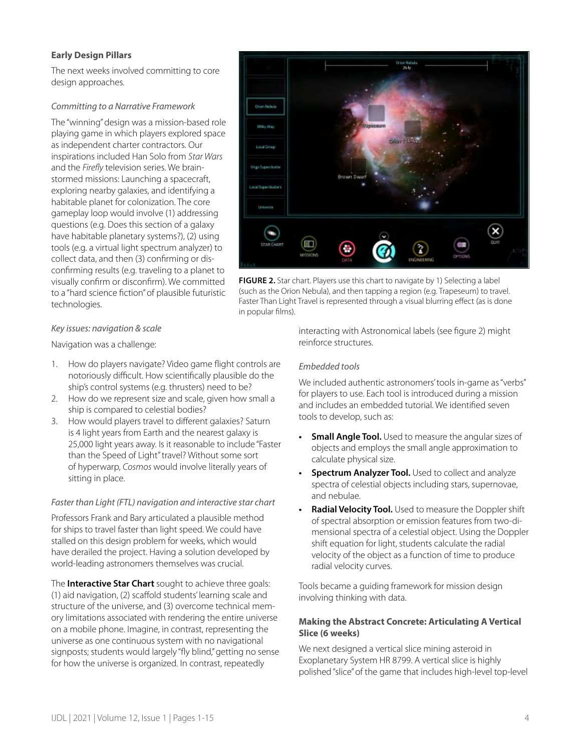### Early Design Pillars

The next weeks involved committing to core design approaches.

*Committing to a Narrative Framework*

The "winning" design was a mission-based role playing game in which players explored space as independent charter contractors. Our inspirations included Han Solo from *Star Wars* and the *Firefly* television series. We brainstormed missions: Launching a spacecraft, exploring nearby galaxies, and identifying a habitable planet for colonization. The core gameplay loop would involve (1) addressing questions (e.g. Does this section of a galaxy have habitable planetary systems?), (2) using tools (e.g. a virtual light spectrum analyzer) to collect data, and then (3) confirming or disconfirming results (e.g. traveling to a planet to visually confirm or disconfirm). We committed to a "hard science fiction" of plausible futuristic technologies.

**FIGURE 2.** Star chart. Players use this chart to navigate by 1) Selecting a label (such as the Orion Nebula), and then tapping a region (e.g. Trapeseum) to travel. Faster Than Light Travel is represented through a visual blurring effect (as is done in popular films).

*Key issues: navigation & scale*

Navigation was a challenge:

1. How do players navigate? Video game flight controls are notoriously difficult. How scientifically plausible do the ship's control systems (e.g. thrusters) need to be?
2. How do we represent size and scale, given how small a ship is compared to celestial bodies?
3. How would players travel to different galaxies? Saturn is 4 light years from Earth and the nearest galaxy is 25,000 light years away. Is it reasonable to include "Faster than the Speed of Light" travel? Without some sort of hyperwarp, *Cosmos* would involve literally years of sitting in place.

*Faster than Light (FTL) navigation and interactive star chart*

Professors Frank and Bary articulated a plausible method for ships to travel faster than light speed. We could have stalled on this design problem for weeks, which would have derailed the project. Having a solution developed by world-leading astronomers themselves was crucial.

The **Interactive Star Chart** sought to achieve three goals: (1) aid navigation, (2) scaffold students' learning scale and structure of the universe, and (3) overcome technical memory limitations associated with rendering the entire universe on a mobile phone. Imagine, in contrast, representing the universe as one continuous system with no navigational signposts; students would largely "fly blind," getting no sense for how the universe is organized. In contrast, repeatedly interacting with Astronomical labels (see figure 2) might reinforce structures.

*Embedded tools*

We included authentic astronomers' tools in-game as "verbs" for players to use. Each tool is introduced during a mission and includes an embedded tutorial. We identified seven tools to develop, such as:

- **Small Angle Tool.** Used to measure the angular sizes of objects and employs the small angle approximation to calculate physical size.
- **Spectrum Analyzer Tool.** Used to collect and analyze spectra of celestial objects including stars, supernovae, and nebulae.
- **Radial Velocity Tool.** Used to measure the Doppler shift of spectral absorption or emission features from two-dimensional spectra of a celestial object. Using the Doppler shift equation for light, students calculate the radial velocity of the object as a function of time to produce radial velocity curves.

Tools became a guiding framework for mission design involving thinking with data.

### Making the Abstract Concrete: Articulating A Vertical Slice (6 weeks)

We next designed a vertical slice mining asteroid in Exoplanetary System HR 8799. A vertical slice is highly polished "slice" of the game that includes high-level top-level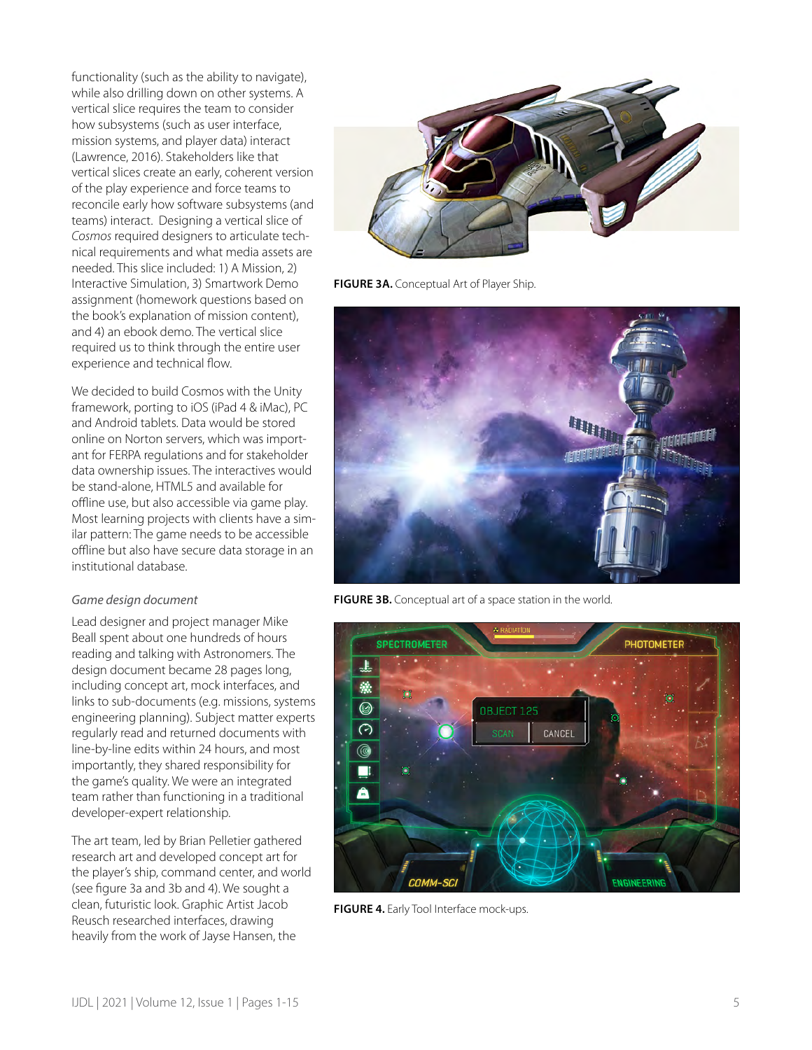functionality (such as the ability to navigate), while also drilling down on other systems. A vertical slice requires the team to consider how subsystems (such as user interface, mission systems, and player data) interact (Lawrence, 2016). Stakeholders like that vertical slices create an early, coherent version of the play experience and force teams to reconcile early how software subsystems (and teams) interact. Designing a vertical slice of *Cosmos* required designers to articulate technical requirements and what media assets are needed. This slice included: 1) A Mission, 2) Interactive Simulation, 3) Smartwork Demo assignment (homework questions based on the book's explanation of mission content), and 4) an ebook demo. The vertical slice required us to think through the entire user experience and technical flow.

We decided to build Cosmos with the Unity framework, porting to iOS (iPad 4 & iMac), PC and Android tablets. Data would be stored online on Norton servers, which was important for FERPA regulations and for stakeholder data ownership issues. The interactives would be stand-alone, HTML5 and available for offline use, but also accessible via game play. Most learning projects with clients have a similar pattern: The game needs to be accessible offline but also have secure data storage in an institutional database.

*Game design document*

Lead designer and project manager Mike Beall spent about one hundreds of hours reading and talking with Astronomers. The design document became 28 pages long, including concept art, mock interfaces, and links to sub-documents (e.g. missions, systems engineering planning). Subject matter experts regularly read and returned documents with line-by-line edits within 24 hours, and most importantly, they shared responsibility for the game's quality. We were an integrated team rather than functioning in a traditional developer-expert relationship.

The art team, led by Brian Pelletier gathered research art and developed concept art for the player's ship, command center, and world (see figure 3a and 3b and 4). We sought a clean, futuristic look. Graphic Artist Jacob Reusch researched interfaces, drawing heavily from the work of Jayse Hansen, the

**FIGURE 3A.** Conceptual Art of Player Ship.

**FIGURE 3B.** Conceptual art of a space station in the world.

**FIGURE 4.** Early Tool Interface mock-ups.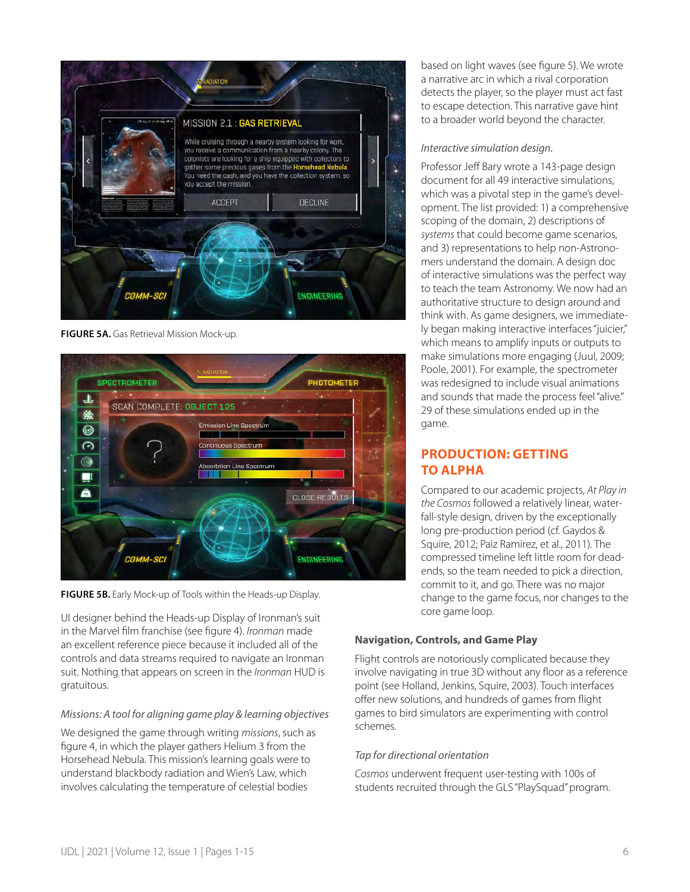FIGURE 5A. Gas Retrieval Mission Mock-up.

FIGURE 5B. Early Mock-up of Tools within the Heads-up Display.

UI designer behind the Heads-up Display of Ironman's suit in the Marvel film franchise (see figure 4). *Ironman* made an excellent reference piece because it included all of the controls and data streams required to navigate an Ironman suit. Nothing that appears on screen in the *Ironman* HUD is gratuitous.

### *Missions: A tool for aligning game play & learning objectives*

We designed the game through writing *missions*, such as figure 4, in which the player gathers Helium 3 from the Horsehead Nebula. This mission's learning goals were to understand blackbody radiation and Wien's Law, which involves calculating the temperature of celestial bodies based on light waves (see figure 5). We wrote a narrative arc in which a rival corporation detects the player, so the player must act fast to escape detection. This narrative gave hint to a broader world beyond the character.

### *Interactive simulation design.*

Professor Jeff Bary wrote a 143-page design document for all 49 interactive simulations, which was a pivotal step in the game's development. The list provided: 1) a comprehensive scoping of the domain, 2) descriptions of *systems* that could become game scenarios, and 3) representations to help non-Astronomers understand the domain. A design doc of interactive simulations was the perfect way to teach the team Astronomy. We now had an authoritative structure to design around and think with. As game designers, we immediately began making interactive interfaces "juicier," which means to amplify inputs or outputs to make simulations more engaging (Juul, 2009; Poole, 2001). For example, the spectrometer was redesigned to include visual animations and sounds that made the process feel "alive." 29 of these simulations ended up in the game.

## PRODUCTION: GETTING TO ALPHA

Compared to our academic projects, *At Play in the Cosmos* followed a relatively linear, waterfall-style design, driven by the exceptionally long pre-production period (cf. Gaydos & Squire, 2012; Paiz Ramirez, et al., 2011). The compressed timeline left little room for dead-ends, so the team needed to pick a direction, commit to it, and go. There was no major change to the game focus, nor changes to the core game loop.

### Navigation, Controls, and Game Play

Flight controls are notoriously complicated because they involve navigating in true 3D without any floor as a reference point (see Holland, Jenkins, Squire, 2003). Touch interfaces offer new solutions, and hundreds of games from flight games to bird simulators are experimenting with control schemes.

### *Tap for directional orientation*

*Cosmos* underwent frequent user-testing with 100s of students recruited through the GLS "PlaySquad" program.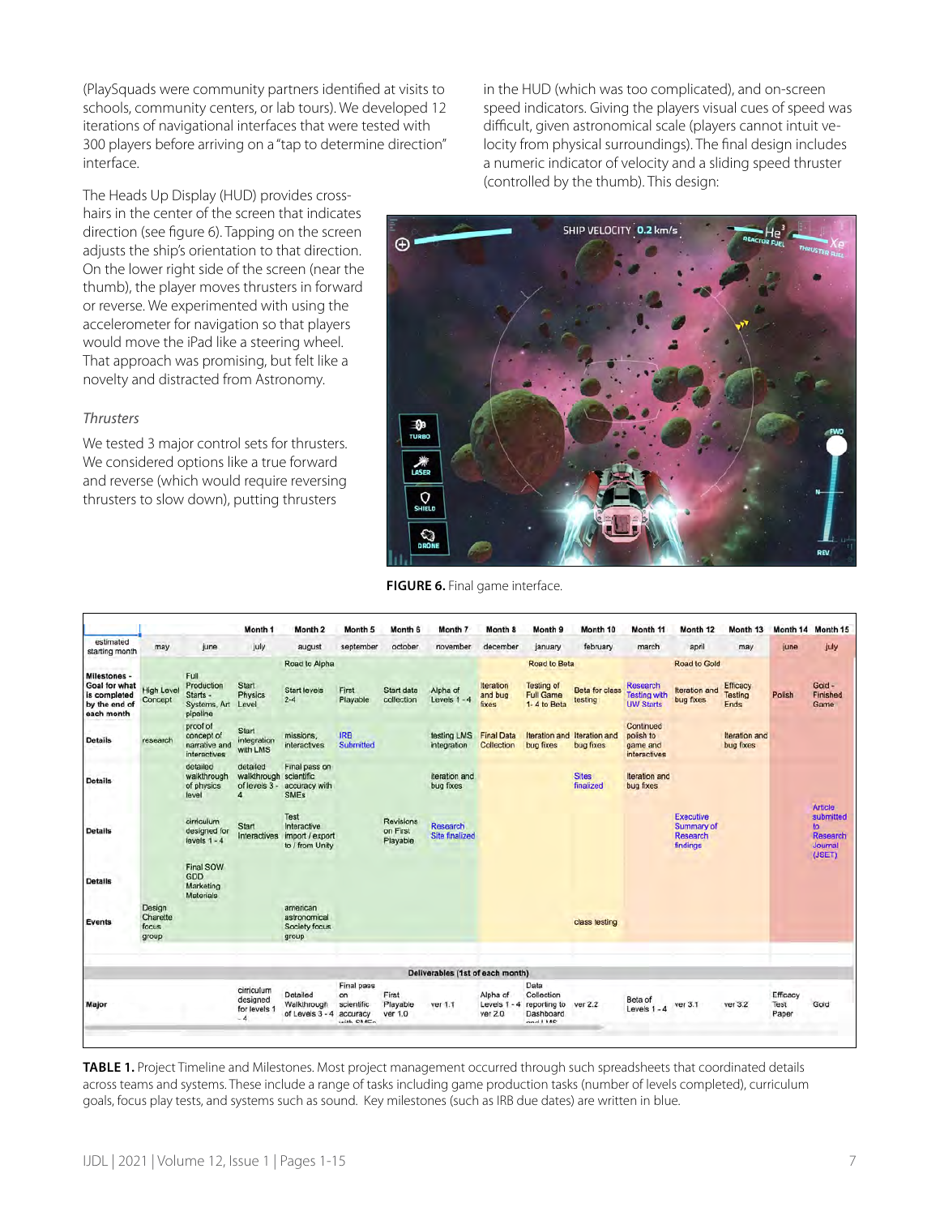(PlaySquads were community partners identified at visits to schools, community centers, or lab tours). We developed 12 iterations of navigational interfaces that were tested with 300 players before arriving on a "tap to determine direction" interface.

The Heads Up Display (HUD) provides cross-hairs in the center of the screen that indicates direction (see figure 6). Tapping on the screen adjusts the ship's orientation to that direction. On the lower right side of the screen (near the thumb), the player moves thrusters in forward or reverse. We experimented with using the accelerometer for navigation so that players would move the iPad like a steering wheel. That approach was promising, but felt like a novelty and distracted from Astronomy.

*Thrusters*

We tested 3 major control sets for thrusters. We considered options like a true forward and reverse (which would require reversing thrusters to slow down), putting thrusters in the HUD (which was too complicated), and on-screen speed indicators. Giving the players visual cues of speed was difficult, given astronomical scale (players cannot intuit velocity from physical surroundings). The final design includes a numeric indicator of velocity and a sliding speed thruster (controlled by the thumb). This design:

**FIGURE 6.** Final game interface.

| | | | Month 1 | Month 2 | Month 5 | Month 6 | Month 7 | Month 8 | Month 9 | Month 10 | Month 11 | Month 12 | Month 13 | Month 14 | Month 15 |
|---|---|---|---|---|---|---|---|---|---|---|---|---|---|---|---|
| estimated starting month | may | june | july | august | september | october | november | december | january | february | march | april | may | june | july |
| | | | | Road to Alpha | | | | | Road to Beta | | | Road to Gold | | | |
| Milestones - Goal for what is completed by the end of each month | High Level Concept | Full Production Starts - Systems, Art pipeline | Start Physics Level | Start levels 2-4 | First Playable | Start data collection | Alpha of Levels 1 - 4 | Iteration and bug fixes | Testing of Full Game 1- 4 to Beta | Beta for class testing | Research Testing with UW Starts | Iteration and bug fixes | Efficacy Testing Ends | Polish | Gold - Finished Game |
| Details | research | proof of concept of narrative and interactives | Start integration with LMS | missions, interactives | IRB Submitted | | testing LMS integration | Final Data Collection | Iteration and bug fixes | Iteration and bug fixes | Continued polish to game and interactives | | Iteration and bug fixes | | |
| Details | | detailed walkthrough of physics level | detailed walkthrough of levels 3 - 4 | Final pass on scientific accuracy with SMEs | | | iteration and bug fixes | | | Sites finalized | Iteration and bug fixes | | | | |
| Details | | curriculum designed for levels 1 - 4 | Start Interactives | Test Interactive import / export to / from Unity | | Revisions on First Playable | Research Site finalized | | | | | Executive Summary of Research findings | | | Article submitted to Research Journal (JSET) |
| Details | | Final SOW GDD Marketing Materials | | | | | | | | | | | | | |
| Events | Design Charette focus group | | | american astronomical Society focus group | | | | | | class testing | | | | | |
| Deliverables (1st of each month) | | | | | | | | | | | | | | | |
| Major | | | curriculum designed for levels 1 - 4 | Detailed Walkthrough of Levels 3 - 4 | Final pass on scientific accuracy with SMEs | First Playable ver 1.0 | ver 1.1 | Alpha of Levels 1 - 4 ver 2.0 | Data Collection reporting to Dashboard and LMS | ver 2.2 | Beta of Levels 1 - 4 | ver 3.1 | ver 3.2 | Efficacy Test Paper | Gold |

**TABLE 1.** Project Timeline and Milestones. Most project management occurred through such spreadsheets that coordinated details across teams and systems. These include a range of tasks including game production tasks (number of levels completed), curriculum goals, focus play tests, and systems such as sound. Key milestones (such as IRB due dates) are written in blue.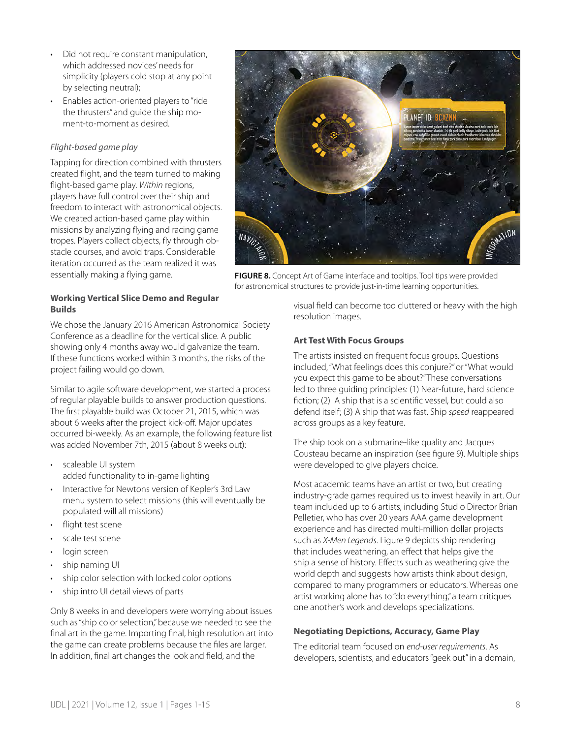- Did not require constant manipulation, which addressed novices' needs for simplicity (players cold stop at any point by selecting neutral);
- Enables action-oriented players to "ride the thrusters" and guide the ship moment-to-moment as desired.

*Flight-based game play*

Tapping for direction combined with thrusters created flight, and the team turned to making flight-based game play. *Within* regions, players have full control over their ship and freedom to interact with astronomical objects. We created action-based game play within missions by analyzing flying and racing game tropes. Players collect objects, fly through obstacle courses, and avoid traps. Considerable iteration occurred as the team realized it was essentially making a flying game.

**FIGURE 8.** Concept Art of Game interface and tooltips. Tool tips were provided for astronomical structures to provide just-in-time learning opportunities.

### Working Vertical Slice Demo and Regular Builds

We chose the January 2016 American Astronomical Society Conference as a deadline for the vertical slice. A public showing only 4 months away would galvanize the team. If these functions worked within 3 months, the risks of the project failing would go down.

Similar to agile software development, we started a process of regular playable builds to answer production questions. The first playable build was October 21, 2015, which was about 6 weeks after the project kick-off. Major updates occurred bi-weekly. As an example, the following feature list was added November 7th, 2015 (about 8 weeks out):

- scaleable UI system
  added functionality to in-game lighting
- Interactive for Newtons version of Kepler's 3rd Law
  menu system to select missions (this will eventually be populated will all missions)
- flight test scene
- scale test scene
- login screen
- ship naming UI
- ship color selection with locked color options
- ship intro UI detail views of parts

Only 8 weeks in and developers were worrying about issues such as "ship color selection," because we needed to see the final art in the game. Importing final, high resolution art into the game can create problems because the files are larger. In addition, final art changes the look and field, and the visual field can become too cluttered or heavy with the high resolution images.

### Art Test With Focus Groups

The artists insisted on frequent focus groups. Questions included, "What feelings does this conjure?" or "What would you expect this game to be about?" These conversations led to three guiding principles: (1) Near-future, hard science fiction; (2) A ship that is a scientific vessel, but could also defend itself; (3) A ship that was fast. Ship *speed* reappeared across groups as a key feature.

The ship took on a submarine-like quality and Jacques Cousteau became an inspiration (see figure 9). Multiple ships were developed to give players choice.

Most academic teams have an artist or two, but creating industry-grade games required us to invest heavily in art. Our team included up to 6 artists, including Studio Director Brian Pelletier, who has over 20 years AAA game development experience and has directed multi-million dollar projects such as *X-Men Legends*. Figure 9 depicts ship rendering that includes weathering, an effect that helps give the ship a sense of history. Effects such as weathering give the world depth and suggests how artists think about design, compared to many programmers or educators. Whereas one artist working alone has to "do everything," a team critiques one another's work and develops specializations.

### Negotiating Depictions, Accuracy, Game Play

The editorial team focused on *end-user requirements*. As developers, scientists, and educators "geek out" in a domain,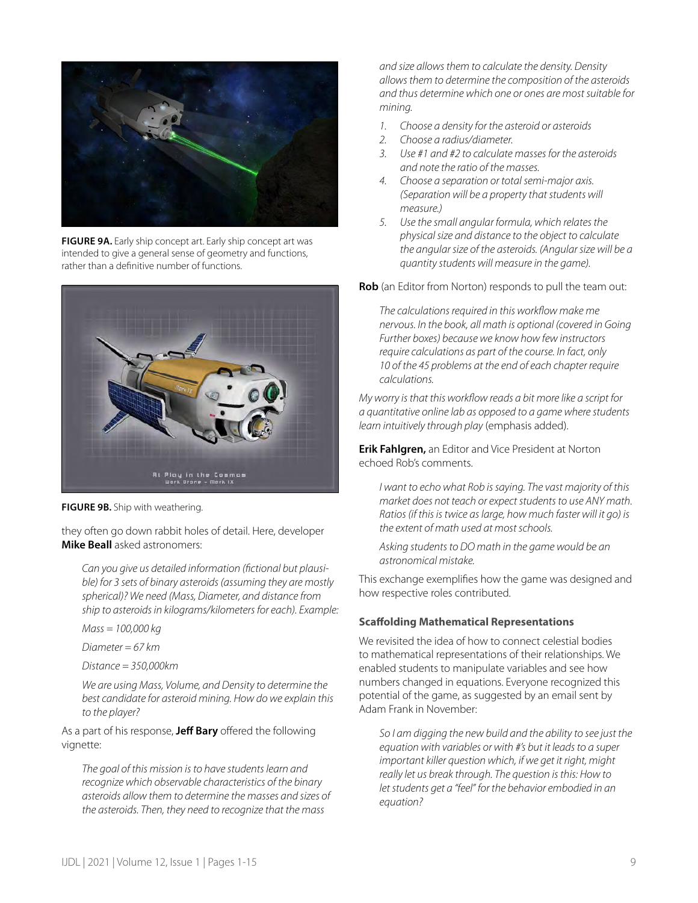**FIGURE 9A.** Early ship concept art. Early ship concept art was intended to give a general sense of geometry and functions, rather than a definitive number of functions.

**FIGURE 9B.** Ship with weathering.

they often go down rabbit holes of detail. Here, developer **Mike Beall** asked astronomers:

> *Can you give us detailed information (fictional but plausible) for 3 sets of binary asteroids (assuming they are mostly spherical)? We need (Mass, Diameter, and distance from ship to asteroids in kilograms/kilometers for each). Example:*
>
> *Mass = 100,000 kg*
>
> *Diameter = 67 km*
>
> *Distance = 350,000km*
>
> *We are using Mass, Volume, and Density to determine the best candidate for asteroid mining. How do we explain this to the player?*

As a part of his response, **Jeff Bary** offered the following vignette:

> *The goal of this mission is to have students learn and recognize which observable characteristics of the binary asteroids allow them to determine the masses and sizes of the asteroids. Then, they need to recognize that the mass and size allows them to calculate the density. Density allows them to determine the composition of the asteroids and thus determine which one or ones are most suitable for mining.*
>
> 1. *Choose a density for the asteroid or asteroids*
> 2. *Choose a radius/diameter.*
> 3. *Use #1 and #2 to calculate masses for the asteroids and note the ratio of the masses.*
> 4. *Choose a separation or total semi-major axis. (Separation will be a property that students will measure.)*
> 5. *Use the small angular formula, which relates the physical size and distance to the object to calculate the angular size of the asteroids. (Angular size will be a quantity students will measure in the game).*

**Rob** (an Editor from Norton) responds to pull the team out:

> *The calculations required in this workflow make me nervous. In the book, all math is optional (covered in Going Further boxes) because we know how few instructors require calculations as part of the course. In fact, only 10 of the 45 problems at the end of each chapter require calculations.*

*My worry is that this workflow reads a bit more like a script for a quantitative online lab as opposed to a game where students learn intuitively through play* (emphasis added).

**Erik Fahlgren,** an Editor and Vice President at Norton echoed Rob's comments.

> *I want to echo what Rob is saying. The vast majority of this market does not teach or expect students to use ANY math. Ratios (if this is twice as large, how much faster will it go) is the extent of math used at most schools.*
>
> *Asking students to DO math in the game would be an astronomical mistake.*

This exchange exemplifies how the game was designed and how respective roles contributed.

### Scaffolding Mathematical Representations

We revisited the idea of how to connect celestial bodies to mathematical representations of their relationships. We enabled students to manipulate variables and see how numbers changed in equations. Everyone recognized this potential of the game, as suggested by an email sent by Adam Frank in November:

> *So I am digging the new build and the ability to see just the equation with variables or with #'s but it leads to a super important killer question which, if we get it right, might really let us break through. The question is this: How to let students get a "feel" for the behavior embodied in an equation?*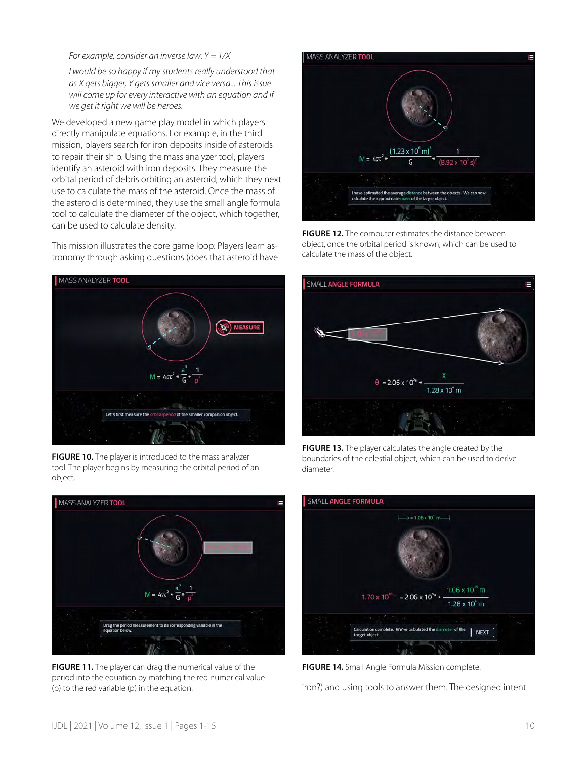*For example, consider an inverse law: Y = 1/X*

*I would be so happy if my students really understood that as X gets bigger, Y gets smaller and vice versa... This issue will come up for every interactive with an equation and if we get it right we will be heroes.*

We developed a new game play model in which players directly manipulate equations. For example, in the third mission, players search for iron deposits inside of asteroids to repair their ship. Using the mass analyzer tool, players identify an asteroid with iron deposits. They measure the orbital period of debris orbiting an asteroid, which they next use to calculate the mass of the asteroid. Once the mass of the asteroid is determined, they use the small angle formula tool to calculate the diameter of the object, which together, can be used to calculate density.

This mission illustrates the core game loop: Players learn astronomy through asking questions (does that asteroid have iron?) and using tools to answer them. The designed intent

**FIGURE 10.** The player is introduced to the mass analyzer tool. The player begins by measuring the orbital period of an object.

**FIGURE 11.** The player can drag the numerical value of the period into the equation by matching the red numerical value (p) to the red variable (p) in the equation.

**FIGURE 12.** The computer estimates the distance between object, once the orbital period is known, which can be used to calculate the mass of the object.

**FIGURE 13.** The player calculates the angle created by the boundaries of the celestial object, which can be used to derive diameter.

**FIGURE 14.** Small Angle Formula Mission complete.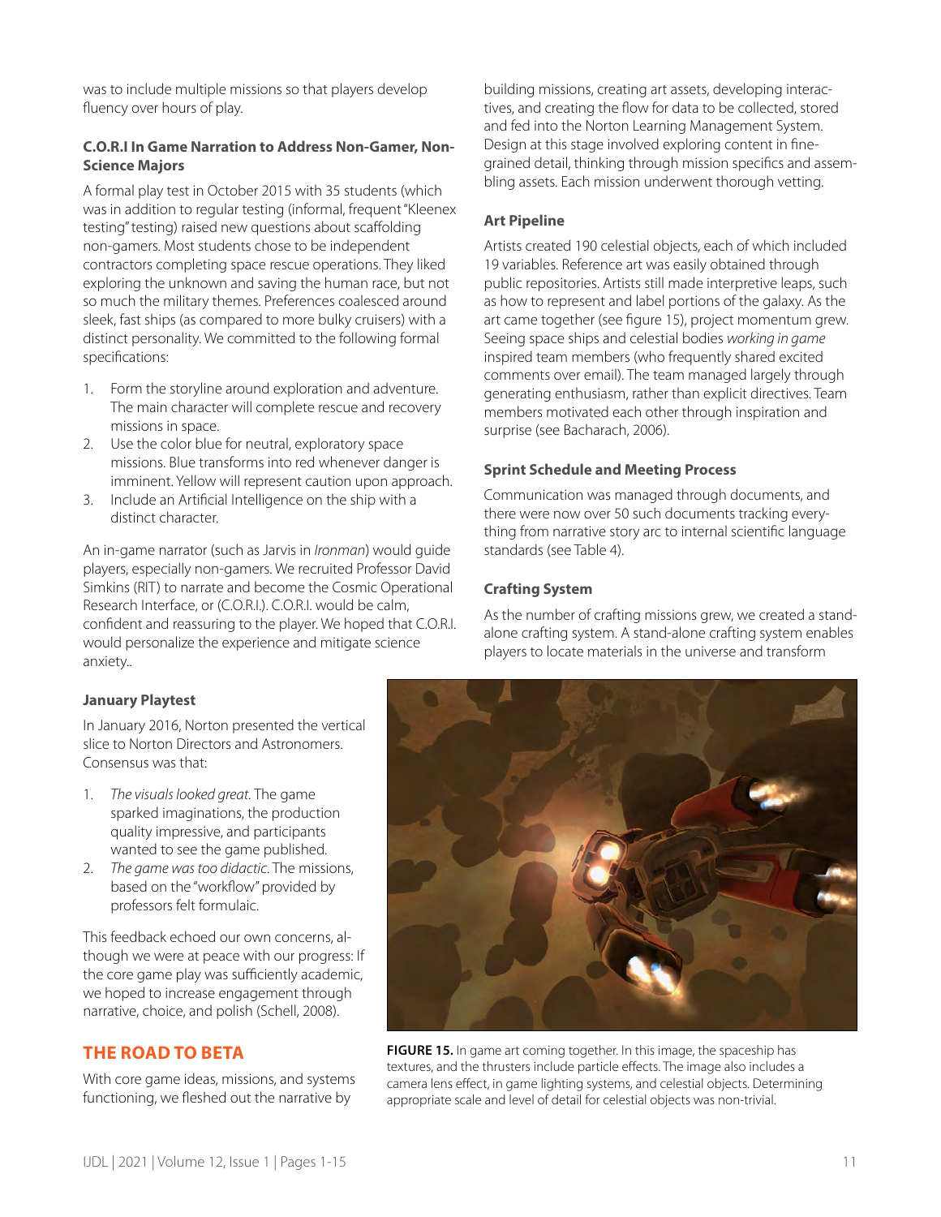was to include multiple missions so that players develop fluency over hours of play.

### C.O.R.I In Game Narration to Address Non-Gamer, Non-Science Majors

A formal play test in October 2015 with 35 students (which was in addition to regular testing (informal, frequent "Kleenex testing" testing) raised new questions about scaffolding non-gamers. Most students chose to be independent contractors completing space rescue operations. They liked exploring the unknown and saving the human race, but not so much the military themes. Preferences coalesced around sleek, fast ships (as compared to more bulky cruisers) with a distinct personality. We committed to the following formal specifications:

1. Form the storyline around exploration and adventure. The main character will complete rescue and recovery missions in space.
2. Use the color blue for neutral, exploratory space missions. Blue transforms into red whenever danger is imminent. Yellow will represent caution upon approach.
3. Include an Artificial Intelligence on the ship with a distinct character.

An in-game narrator (such as Jarvis in *Ironman*) would guide players, especially non-gamers. We recruited Professor David Simkins (RIT) to narrate and become the Cosmic Operational Research Interface, or (C.O.R.I.). C.O.R.I. would be calm, confident and reassuring to the player. We hoped that C.O.R.I. would personalize the experience and mitigate science anxiety..

### January Playtest

In January 2016, Norton presented the vertical slice to Norton Directors and Astronomers. Consensus was that:

1. *The visuals looked great.* The game sparked imaginations, the production quality impressive, and participants wanted to see the game published.
2. *The game was too didactic.* The missions, based on the "workflow" provided by professors felt formulaic.

This feedback echoed our own concerns, although we were at peace with our progress: If the core game play was sufficiently academic, we hoped to increase engagement through narrative, choice, and polish (Schell, 2008).

## THE ROAD TO BETA

With core game ideas, missions, and systems functioning, we fleshed out the narrative by building missions, creating art assets, developing interactives, and creating the flow for data to be collected, stored and fed into the Norton Learning Management System. Design at this stage involved exploring content in fine-grained detail, thinking through mission specifics and assembling assets. Each mission underwent thorough vetting.

### Art Pipeline

Artists created 190 celestial objects, each of which included 19 variables. Reference art was easily obtained through public repositories. Artists still made interpretive leaps, such as how to represent and label portions of the galaxy. As the art came together (see figure 15), project momentum grew. Seeing space ships and celestial bodies *working in game* inspired team members (who frequently shared excited comments over email). The team managed largely through generating enthusiasm, rather than explicit directives. Team members motivated each other through inspiration and surprise (see Bacharach, 2006).

### Sprint Schedule and Meeting Process

Communication was managed through documents, and there were now over 50 such documents tracking everything from narrative story arc to internal scientific language standards (see Table 4).

### Crafting System

As the number of crafting missions grew, we created a stand-alone crafting system. A stand-alone crafting system enables players to locate materials in the universe and transform

**FIGURE 15.** In game art coming together. In this image, the spaceship has textures, and the thrusters include particle effects. The image also includes a camera lens effect, in game lighting systems, and celestial objects. Determining appropriate scale and level of detail for celestial objects was non-trivial.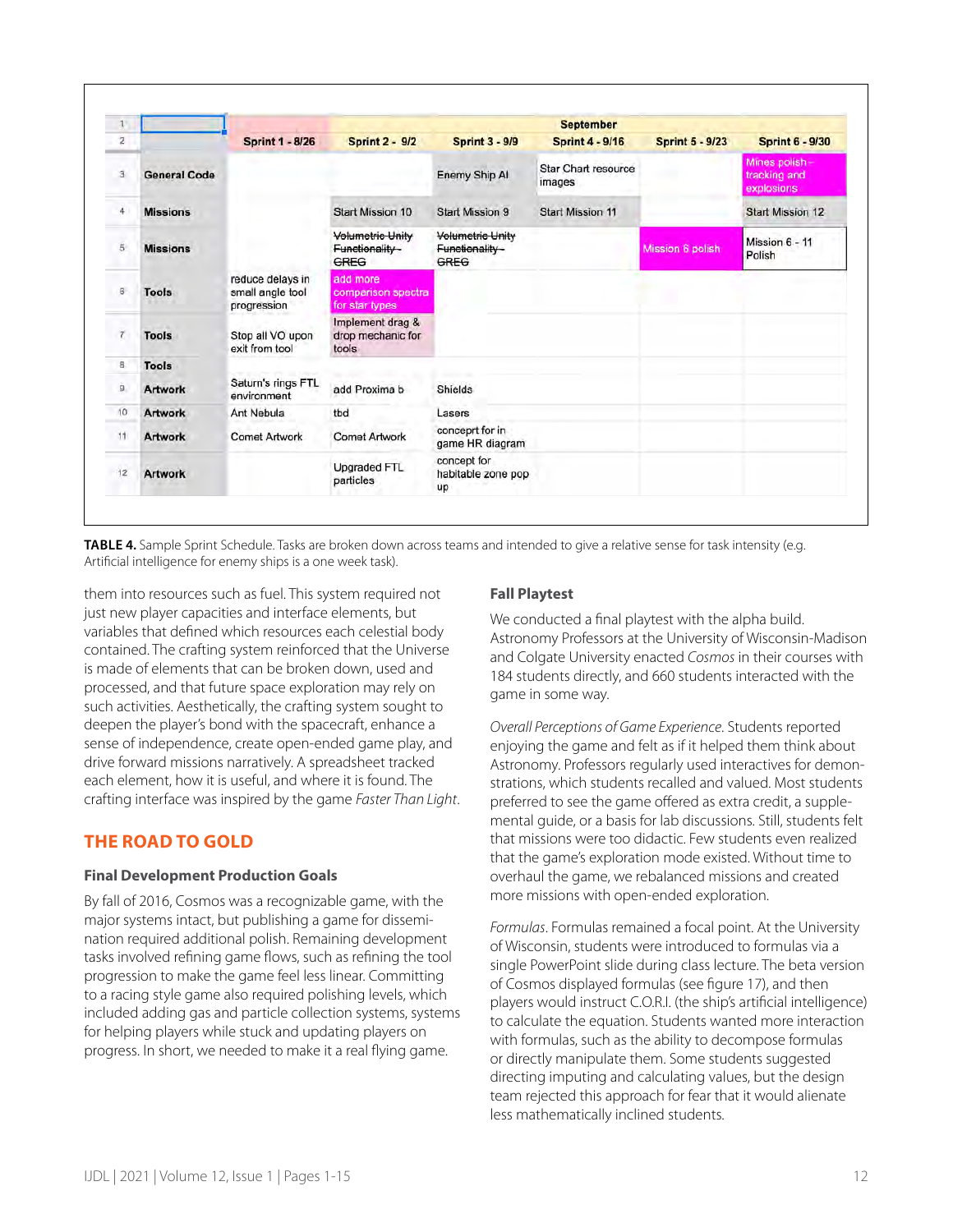| | | | | September | | | |
|---|---|---|---|---|---|---|---|
| | | Sprint 1 - 8/26 | Sprint 2 - 9/2 | Sprint 3 - 9/9 | Sprint 4 - 9/16 | Sprint 5 - 9/23 | Sprint 6 - 9/30 |
| 3 | General Code | | | Enemy Ship AI | Star Chart resource images | | Mines polish - tracking and explosions |
| 4 | Missions | | Start Mission 10 | Start Mission 9 | Start Mission 11 | | Start Mission 12 |
| 5 | Missions | | ~~Volumetric Unity Functionality - GREG~~ | ~~Volumetric Unity Functionality - GREG~~ | | Mission 6 polish | Mission 6 - 11 Polish |
| 6 | Tools | reduce delays in small angle tool progression | add more comparison spectra for star types | | | | |
| 7 | Tools | Stop all VO upon exit from tool | Implement drag & drop mechanic for tools | | | | |
| 8 | Tools | | | | | | |
| 9 | Artwork | Saturn's rings FTL environment | add Proxima b | Shields | | | |
| 10 | Artwork | Ant Nebula | tbd | Lasers | | | |
| 11 | Artwork | Comet Artwork | Comet Artwork | conceprt for in game HR diagram | | | |
| 12 | Artwork | | Upgraded FTL particles | concept for habitable zone pop up | | | |

**TABLE 4.** Sample Sprint Schedule. Tasks are broken down across teams and intended to give a relative sense for task intensity (e.g. Artificial intelligence for enemy ships is a one week task).

them into resources such as fuel. This system required not just new player capacities and interface elements, but variables that defined which resources each celestial body contained. The crafting system reinforced that the Universe is made of elements that can be broken down, used and processed, and that future space exploration may rely on such activities. Aesthetically, the crafting system sought to deepen the player's bond with the spacecraft, enhance a sense of independence, create open-ended game play, and drive forward missions narratively. A spreadsheet tracked each element, how it is useful, and where it is found. The crafting interface was inspired by the game *Faster Than Light*.

## THE ROAD TO GOLD

### Final Development Production Goals

By fall of 2016, Cosmos was a recognizable game, with the major systems intact, but publishing a game for dissemination required additional polish. Remaining development tasks involved refining game flows, such as refining the tool progression to make the game feel less linear. Committing to a racing style game also required polishing levels, which included adding gas and particle collection systems, systems for helping players while stuck and updating players on progress. In short, we needed to make it a real flying game.

### Fall Playtest

We conducted a final playtest with the alpha build. Astronomy Professors at the University of Wisconsin-Madison and Colgate University enacted *Cosmos* in their courses with 184 students directly, and 660 students interacted with the game in some way.

*Overall Perceptions of Game Experience*. Students reported enjoying the game and felt as if it helped them think about Astronomy. Professors regularly used interactives for demonstrations, which students recalled and valued. Most students preferred to see the game offered as extra credit, a supplemental guide, or a basis for lab discussions. Still, students felt that missions were too didactic. Few students even realized that the game's exploration mode existed. Without time to overhaul the game, we rebalanced missions and created more missions with open-ended exploration.

*Formulas*. Formulas remained a focal point. At the University of Wisconsin, students were introduced to formulas via a single PowerPoint slide during class lecture. The beta version of Cosmos displayed formulas (see figure 17), and then players would instruct C.O.R.I. (the ship's artificial intelligence) to calculate the equation. Students wanted more interaction with formulas, such as the ability to decompose formulas or directly manipulate them. Some students suggested directing imputing and calculating values, but the design team rejected this approach for fear that it would alienate less mathematically inclined students.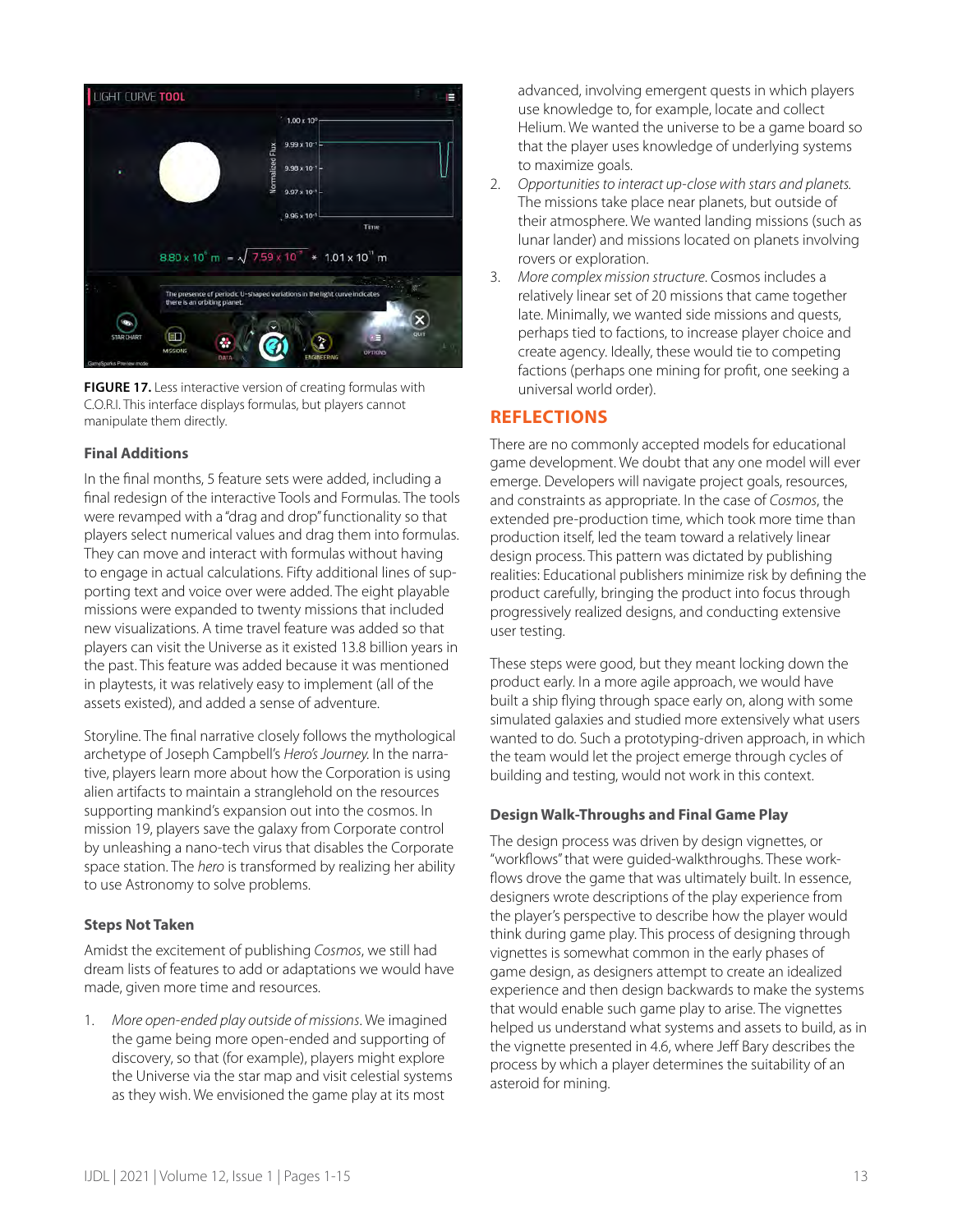**FIGURE 17.** Less interactive version of creating formulas with C.O.R.I. This interface displays formulas, but players cannot manipulate them directly.

### Final Additions

In the final months, 5 feature sets were added, including a final redesign of the interactive Tools and Formulas. The tools were revamped with a "drag and drop" functionality so that players select numerical values and drag them into formulas. They can move and interact with formulas without having to engage in actual calculations. Fifty additional lines of supporting text and voice over were added. The eight playable missions were expanded to twenty missions that included new visualizations. A time travel feature was added so that players can visit the Universe as it existed 13.8 billion years in the past. This feature was added because it was mentioned in playtests, it was relatively easy to implement (all of the assets existed), and added a sense of adventure.

Storyline. The final narrative closely follows the mythological archetype of Joseph Campbell's *Hero's Journey*. In the narrative, players learn more about how the Corporation is using alien artifacts to maintain a stranglehold on the resources supporting mankind's expansion out into the cosmos. In mission 19, players save the galaxy from Corporate control by unleashing a nano-tech virus that disables the Corporate space station. The *hero* is transformed by realizing her ability to use Astronomy to solve problems.

### Steps Not Taken

Amidst the excitement of publishing *Cosmos*, we still had dream lists of features to add or adaptations we would have made, given more time and resources.

1. *More open-ended play outside of missions*. We imagined the game being more open-ended and supporting of discovery, so that (for example), players might explore the Universe via the star map and visit celestial systems as they wish. We envisioned the game play at its most advanced, involving emergent quests in which players use knowledge to, for example, locate and collect Helium. We wanted the universe to be a game board so that the player uses knowledge of underlying systems to maximize goals.
2. *Opportunities to interact up-close with stars and planets*. The missions take place near planets, but outside of their atmosphere. We wanted landing missions (such as lunar lander) and missions located on planets involving rovers or exploration.
3. *More complex mission structure*. Cosmos includes a relatively linear set of 20 missions that came together late. Minimally, we wanted side missions and quests, perhaps tied to factions, to increase player choice and create agency. Ideally, these would tie to competing factions (perhaps one mining for profit, one seeking a universal world order).

## REFLECTIONS

There are no commonly accepted models for educational game development. We doubt that any one model will ever emerge. Developers will navigate project goals, resources, and constraints as appropriate. In the case of *Cosmos*, the extended pre-production time, which took more time than production itself, led the team toward a relatively linear design process. This pattern was dictated by publishing realities: Educational publishers minimize risk by defining the product carefully, bringing the product into focus through progressively realized designs, and conducting extensive user testing.

These steps were good, but they meant locking down the product early. In a more agile approach, we would have built a ship flying through space early on, along with some simulated galaxies and studied more extensively what users wanted to do. Such a prototyping-driven approach, in which the team would let the project emerge through cycles of building and testing, would not work in this context.

### Design Walk-Throughs and Final Game Play

The design process was driven by design vignettes, or "workflows" that were guided-walkthroughs. These workflows drove the game that was ultimately built. In essence, designers wrote descriptions of the play experience from the player's perspective to describe how the player would think during game play. This process of designing through vignettes is somewhat common in the early phases of game design, as designers attempt to create an idealized experience and then design backwards to make the systems that would enable such game play to arise. The vignettes helped us understand what systems and assets to build, as in the vignette presented in 4.6, where Jeff Bary describes the process by which a player determines the suitability of an asteroid for mining.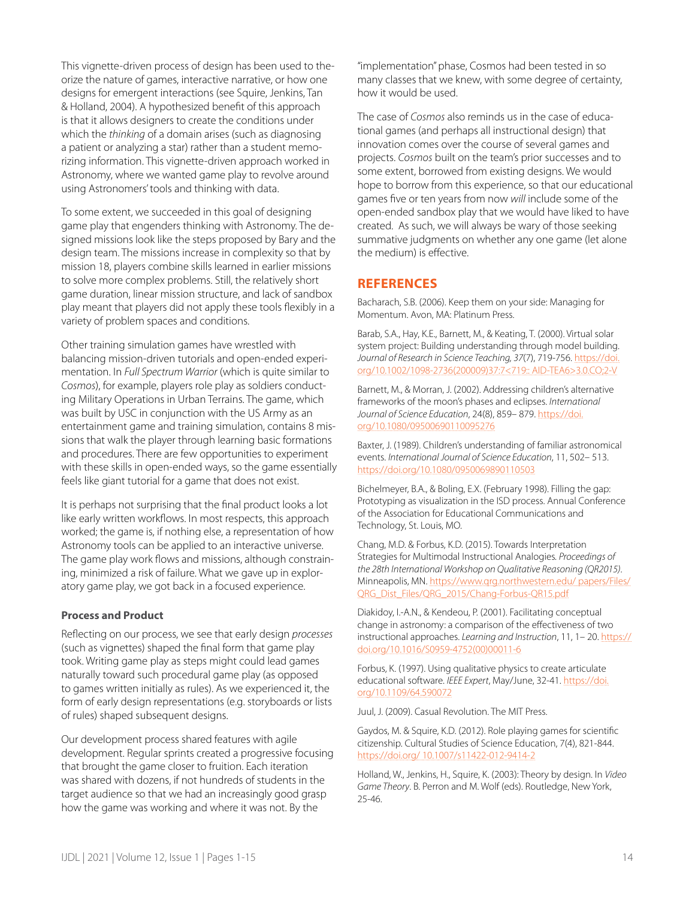This vignette-driven process of design has been used to theorize the nature of games, interactive narrative, or how one designs for emergent interactions (see Squire, Jenkins, Tan & Holland, 2004). A hypothesized benefit of this approach is that it allows designers to create the conditions under which the *thinking* of a domain arises (such as diagnosing a patient or analyzing a star) rather than a student memorizing information. This vignette-driven approach worked in Astronomy, where we wanted game play to revolve around using Astronomers' tools and thinking with data.

To some extent, we succeeded in this goal of designing game play that engenders thinking with Astronomy. The designed missions look like the steps proposed by Bary and the design team. The missions increase in complexity so that by mission 18, players combine skills learned in earlier missions to solve more complex problems. Still, the relatively short game duration, linear mission structure, and lack of sandbox play meant that players did not apply these tools flexibly in a variety of problem spaces and conditions.

Other training simulation games have wrestled with balancing mission-driven tutorials and open-ended experimentation. In *Full Spectrum Warrior* (which is quite similar to *Cosmos*), for example, players role play as soldiers conducting Military Operations in Urban Terrains. The game, which was built by USC in conjunction with the US Army as an entertainment game and training simulation, contains 8 missions that walk the player through learning basic formations and procedures. There are few opportunities to experiment with these skills in open-ended ways, so the game essentially feels like giant tutorial for a game that does not exist.

It is perhaps not surprising that the final product looks a lot like early written workflows. In most respects, this approach worked; the game is, if nothing else, a representation of how Astronomy tools can be applied to an interactive universe. The game play work flows and missions, although constraining, minimized a risk of failure. What we gave up in exploratory game play, we got back in a focused experience.

### Process and Product

Reflecting on our process, we see that early design *processes* (such as vignettes) shaped the final form that game play took. Writing game play as steps might could lead games naturally toward such procedural game play (as opposed to games written initially as rules). As we experienced it, the form of early design representations (e.g. storyboards or lists of rules) shaped subsequent designs.

Our development process shared features with agile development. Regular sprints created a progressive focusing that brought the game closer to fruition. Each iteration was shared with dozens, if not hundreds of students in the target audience so that we had an increasingly good grasp how the game was working and where it was not. By the "implementation" phase, Cosmos had been tested in so many classes that we knew, with some degree of certainty, how it would be used.

The case of *Cosmos* also reminds us in the case of educational games (and perhaps all instructional design) that innovation comes over the course of several games and projects. *Cosmos* built on the team's prior successes and to some extent, borrowed from existing designs. We would hope to borrow from this experience, so that our educational games five or ten years from now *will* include some of the open-ended sandbox play that we would have liked to have created. As such, we will always be wary of those seeking summative judgments on whether any one game (let alone the medium) is effective.

## REFERENCES

Bacharach, S.B. (2006). Keep them on your side: Managing for Momentum. Avon, MA: Platinum Press.

Barab, S.A., Hay, K.E., Barnett, M., & Keating, T. (2000). Virtual solar system project: Building understanding through model building. *Journal of Research in Science Teaching, 37*(7), 719-756. https://doi.org/10.1002/1098-2736(200009)37:7<719:: AID-TEA6>3.0.CO;2-V

Barnett, M., & Morran, J. (2002). Addressing children's alternative frameworks of the moon's phases and eclipses. *International Journal of Science Education*, 24(8), 859– 879. https://doi.org/10.1080/09500690110095276

Baxter, J. (1989). Children's understanding of familiar astronomical events. *International Journal of Science Education*, 11, 502– 513. https://doi.org/10.1080/0950069890110503

Bichelmeyer, B.A., & Boling, E.X. (February 1998). Filling the gap: Prototyping as visualization in the ISD process. Annual Conference of the Association for Educational Communications and Technology, St. Louis, MO.

Chang, M.D. & Forbus, K.D. (2015). Towards Interpretation Strategies for Multimodal Instructional Analogies. *Proceedings of the 28th International Workshop on Qualitative Reasoning (QR2015)*. Minneapolis, MN. https://www.qrg.northwestern.edu/ papers/Files/QRG_Dist_Files/QRG_2015/Chang-Forbus-QR15.pdf

Diakidoy, I.-A.N., & Kendeou, P. (2001). Facilitating conceptual change in astronomy: a comparison of the effectiveness of two instructional approaches. *Learning and Instruction*, 11, 1– 20. https://doi.org/10.1016/S0959-4752(00)00011-6

Forbus, K. (1997). Using qualitative physics to create articulate educational software. *IEEE Expert*, May/June, 32-41. https://doi.org/10.1109/64.590072

Juul, J. (2009). Casual Revolution. The MIT Press.

Gaydos, M. & Squire, K.D. (2012). Role playing games for scientific citizenship. Cultural Studies of Science Education, 7(4), 821-844. https://doi.org/ 10.1007/s11422-012-9414-2

Holland, W., Jenkins, H., Squire, K. (2003): Theory by design. In *Video Game Theory*. B. Perron and M. Wolf (eds). Routledge, New York, 25-46.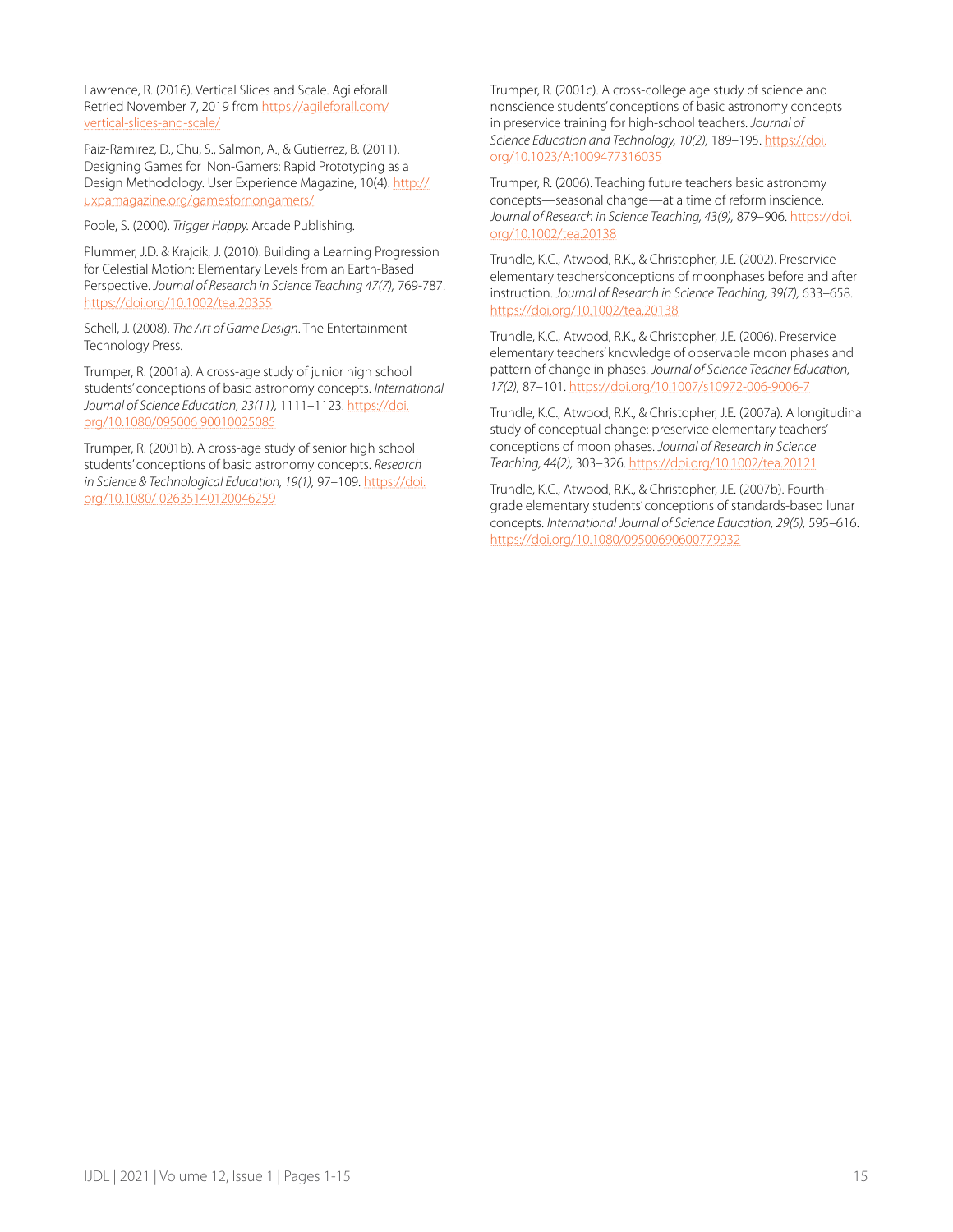Lawrence, R. (2016). Vertical Slices and Scale. Agileforall. Retried November 7, 2019 from https://agileforall.com/vertical-slices-and-scale/

Paiz-Ramirez, D., Chu, S., Salmon, A., & Gutierrez, B. (2011). Designing Games for Non-Gamers: Rapid Prototyping as a Design Methodology. User Experience Magazine, 10(4). http://uxpamagazine.org/gamesfornongamers/

Poole, S. (2000). *Trigger Happy.* Arcade Publishing.

Plummer, J.D. & Krajcik, J. (2010). Building a Learning Progression for Celestial Motion: Elementary Levels from an Earth-Based Perspective. *Journal of Research in Science Teaching 47(7),* 769-787. https://doi.org/10.1002/tea.20355

Schell, J. (2008). *The Art of Game Design*. The Entertainment Technology Press.

Trumper, R. (2001a). A cross-age study of junior high school students' conceptions of basic astronomy concepts. *International Journal of Science Education, 23(11),* 1111–1123. https://doi.org/10.1080/095006 90010025085

Trumper, R. (2001b). A cross-age study of senior high school students' conceptions of basic astronomy concepts. *Research in Science & Technological Education, 19(1),* 97–109. https://doi.org/10.1080/ 02635140120046259

Trumper, R. (2001c). A cross-college age study of science and nonscience students' conceptions of basic astronomy concepts in preservice training for high-school teachers. *Journal of Science Education and Technology, 10(2),* 189–195. https://doi.org/10.1023/A:1009477316035

Trumper, R. (2006). Teaching future teachers basic astronomy concepts—seasonal change—at a time of reform inscience. *Journal of Research in Science Teaching, 43(9),* 879–906. https://doi.org/10.1002/tea.20138

Trundle, K.C., Atwood, R.K., & Christopher, J.E. (2002). Preservice elementary teachers'conceptions of moonphases before and after instruction. *Journal of Research in Science Teaching, 39(7),* 633–658. https://doi.org/10.1002/tea.20138

Trundle, K.C., Atwood, R.K., & Christopher, J.E. (2006). Preservice elementary teachers' knowledge of observable moon phases and pattern of change in phases. *Journal of Science Teacher Education, 17(2),* 87–101. https://doi.org/10.1007/s10972-006-9006-7

Trundle, K.C., Atwood, R.K., & Christopher, J.E. (2007a). A longitudinal study of conceptual change: preservice elementary teachers' conceptions of moon phases. *Journal of Research in Science Teaching, 44(2),* 303–326. https://doi.org/10.1002/tea.20121

Trundle, K.C., Atwood, R.K., & Christopher, J.E. (2007b). Fourth-grade elementary students' conceptions of standards-based lunar concepts. *International Journal of Science Education, 29(5),* 595–616. https://doi.org/10.1080/09500690600779932